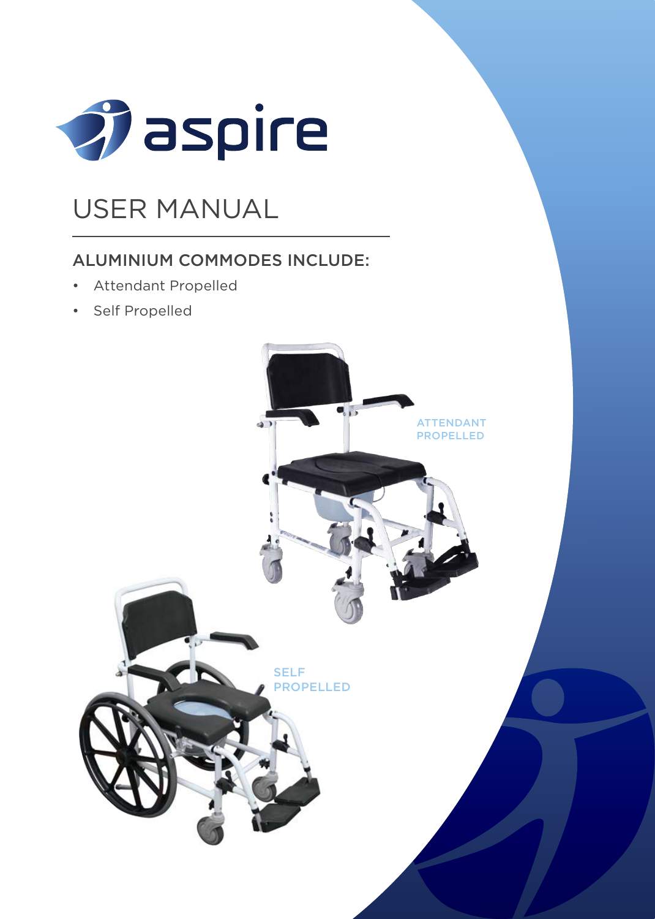aspire

# USER MANUAL

## ALUMINIUM COMMODES INCLUDE:

- Attendant Propelled
- Self Propelled

ATTENDANT PROPELLED

SELF PROPELLED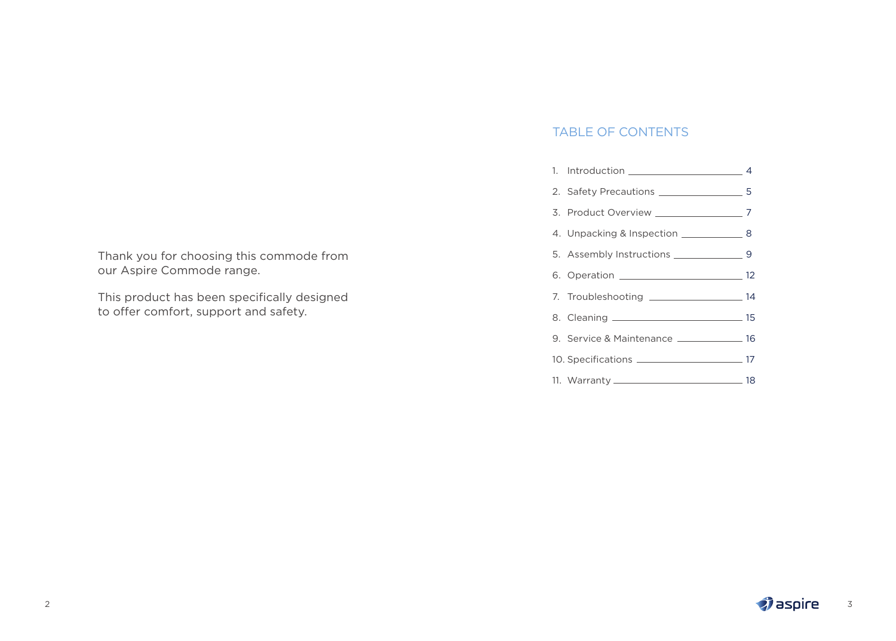Thank you for choosing this commode from our Aspire Commode range.

This product has been specifically designed to offer comfort, support and safety.

## TABLE OF CONTENTS

1. Introduction — 4
2. Safety Precautions — 5
3. Product Overview — 7
4. Unpacking & Inspection — 8
5. Assembly Instructions — 9
6. Operation — 12
7. Troubleshooting — 14
8. Cleaning — 15
9. Service & Maintenance — 16
10. Specifications — 17
11. Warranty — 18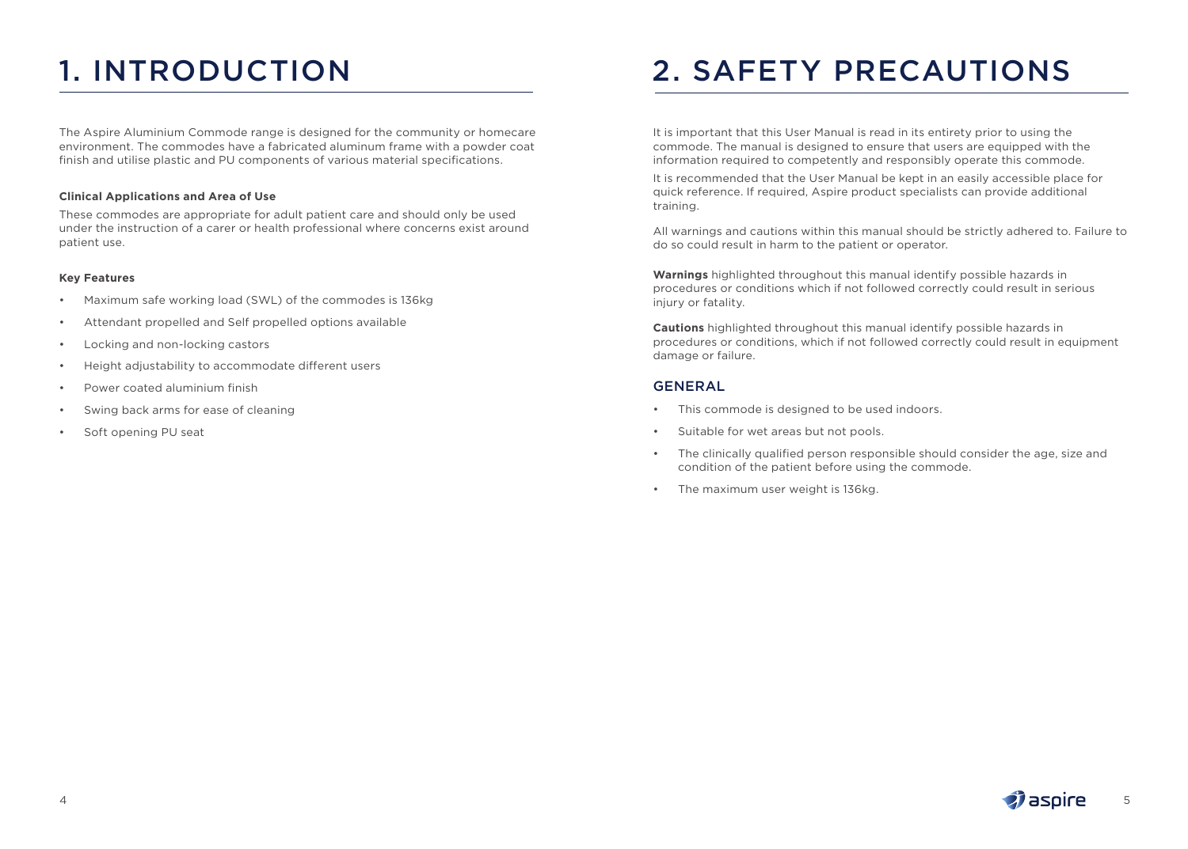# 1. INTRODUCTION

The Aspire Aluminium Commode range is designed for the community or homecare environment. The commodes have a fabricated aluminum frame with a powder coat finish and utilise plastic and PU components of various material specifications.

**Clinical Applications and Area of Use**

These commodes are appropriate for adult patient care and should only be used under the instruction of a carer or health professional where concerns exist around patient use.

**Key Features**

- Maximum safe working load (SWL) of the commodes is 136kg
- Attendant propelled and Self propelled options available
- Locking and non-locking castors
- Height adjustability to accommodate different users
- Power coated aluminium finish
- Swing back arms for ease of cleaning
- Soft opening PU seat

# 2. SAFETY PRECAUTIONS

It is important that this User Manual is read in its entirety prior to using the commode. The manual is designed to ensure that users are equipped with the information required to competently and responsibly operate this commode.

It is recommended that the User Manual be kept in an easily accessible place for quick reference. If required, Aspire product specialists can provide additional training.

All warnings and cautions within this manual should be strictly adhered to. Failure to do so could result in harm to the patient or operator.

**Warnings** highlighted throughout this manual identify possible hazards in procedures or conditions which if not followed correctly could result in serious injury or fatality.

**Cautions** highlighted throughout this manual identify possible hazards in procedures or conditions, which if not followed correctly could result in equipment damage or failure.

## GENERAL

- This commode is designed to be used indoors.
- Suitable for wet areas but not pools.
- The clinically qualified person responsible should consider the age, size and condition of the patient before using the commode.
- The maximum user weight is 136kg.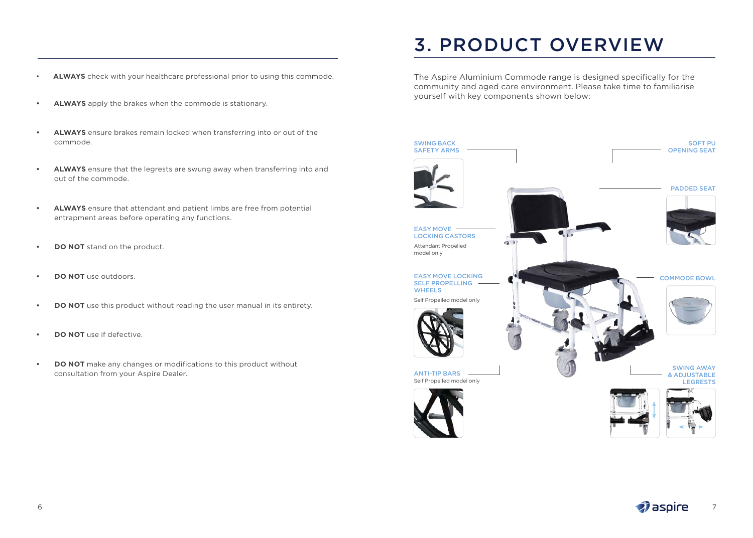- **ALWAYS** check with your healthcare professional prior to using this commode.
- **ALWAYS** apply the brakes when the commode is stationary.
- **ALWAYS** ensure brakes remain locked when transferring into or out of the commode.
- **ALWAYS** ensure that the legrests are swung away when transferring into and out of the commode.
- **ALWAYS** ensure that attendant and patient limbs are free from potential entrapment areas before operating any functions.
- **DO NOT** stand on the product.
- **DO NOT** use outdoors.
- **DO NOT** use this product without reading the user manual in its entirety.
- **DO NOT** use if defective.
- **DO NOT** make any changes or modifications to this product without consultation from your Aspire Dealer.

# 3. PRODUCT OVERVIEW

The Aspire Aluminium Commode range is designed specifically for the community and aged care environment. Please take time to familiarise yourself with key components shown below:

SWING BACK SAFETY ARMS

SOFT PU OPENING SEAT

PADDED SEAT

EASY MOVE LOCKING CASTORS

Attendant Propelled model only

EASY MOVE LOCKING SELF PROPELLING WHEELS

Self Propelled model only

COMMODE BOWL

ANTI-TIP BARS

Self Propelled model only

SWING AWAY & ADJUSTABLE LEGRESTS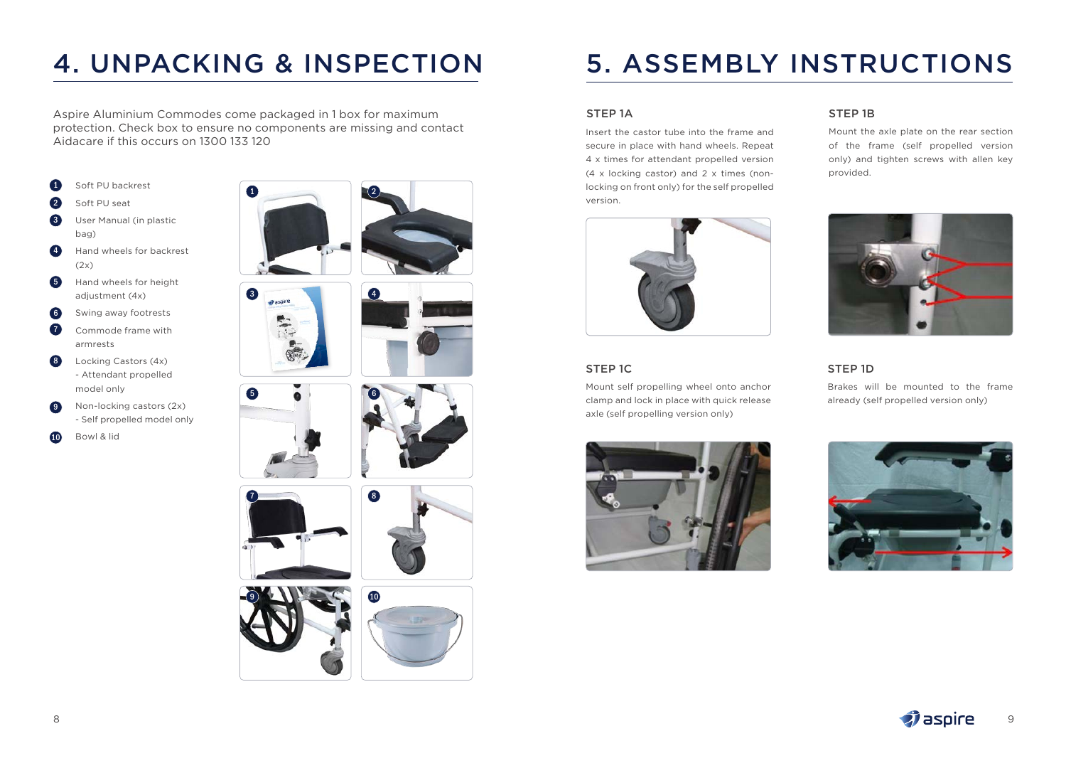// Do not include photo labels/numbers inside images as text since no images detected; skip.

# 4. UNPACKING & INSPECTION

Aspire Aluminium Commodes come packaged in 1 box for maximum protection. Check box to ensure no components are missing and contact Aidacare if this occurs on 1300 133 120

1. Soft PU backrest
2. Soft PU seat
3. User Manual (in plastic bag)
4. Hand wheels for backrest (2x)
5. Hand wheels for height adjustment (4x)
6. Swing away footrests
7. Commode frame with armrests
8. Locking Castors (4x) - Attendant propelled model only
9. Non-locking castors (2x) - Self propelled model only
10. Bowl & lid

# 5. ASSEMBLY INSTRUCTIONS

### STEP 1A

Insert the castor tube into the frame and secure in place with hand wheels. Repeat 4 x times for attendant propelled version (4 x locking castor) and 2 x times (non-locking on front only) for the self propelled version.

### STEP 1B

Mount the axle plate on the rear section of the frame (self propelled version only) and tighten screws with allen key provided.

### STEP 1C

Mount self propelling wheel onto anchor clamp and lock in place with quick release axle (self propelling version only)

### STEP 1D

Brakes will be mounted to the frame already (self propelled version only)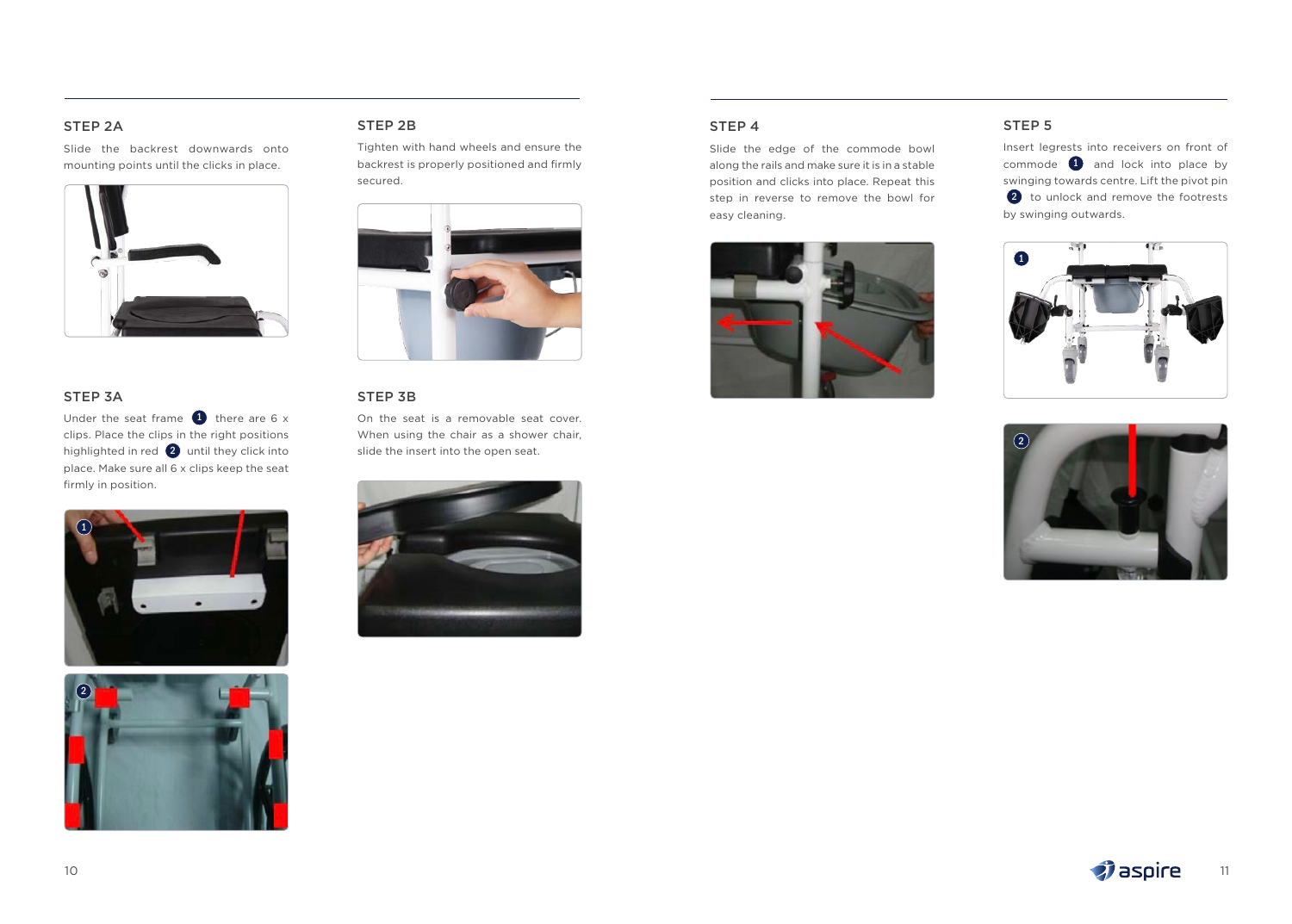### STEP 2A

Slide the backrest downwards onto mounting points until the clicks in place.

### STEP 2B

Tighten with hand wheels and ensure the backrest is properly positioned and firmly secured.

### STEP 3A

Under the seat frame 1 there are 6 x clips. Place the clips in the right positions highlighted in red 2 until they click into place. Make sure all 6 x clips keep the seat firmly in position.

### STEP 3B

On the seat is a removable seat cover. When using the chair as a shower chair, slide the insert into the open seat.

### STEP 4

Slide the edge of the commode bowl along the rails and make sure it is in a stable position and clicks into place. Repeat this step in reverse to remove the bowl for easy cleaning.

### STEP 5

Insert legrests into receivers on front of commode 1 and lock into place by swinging towards centre. Lift the pivot pin 2 to unlock and remove the footrests by swinging outwards.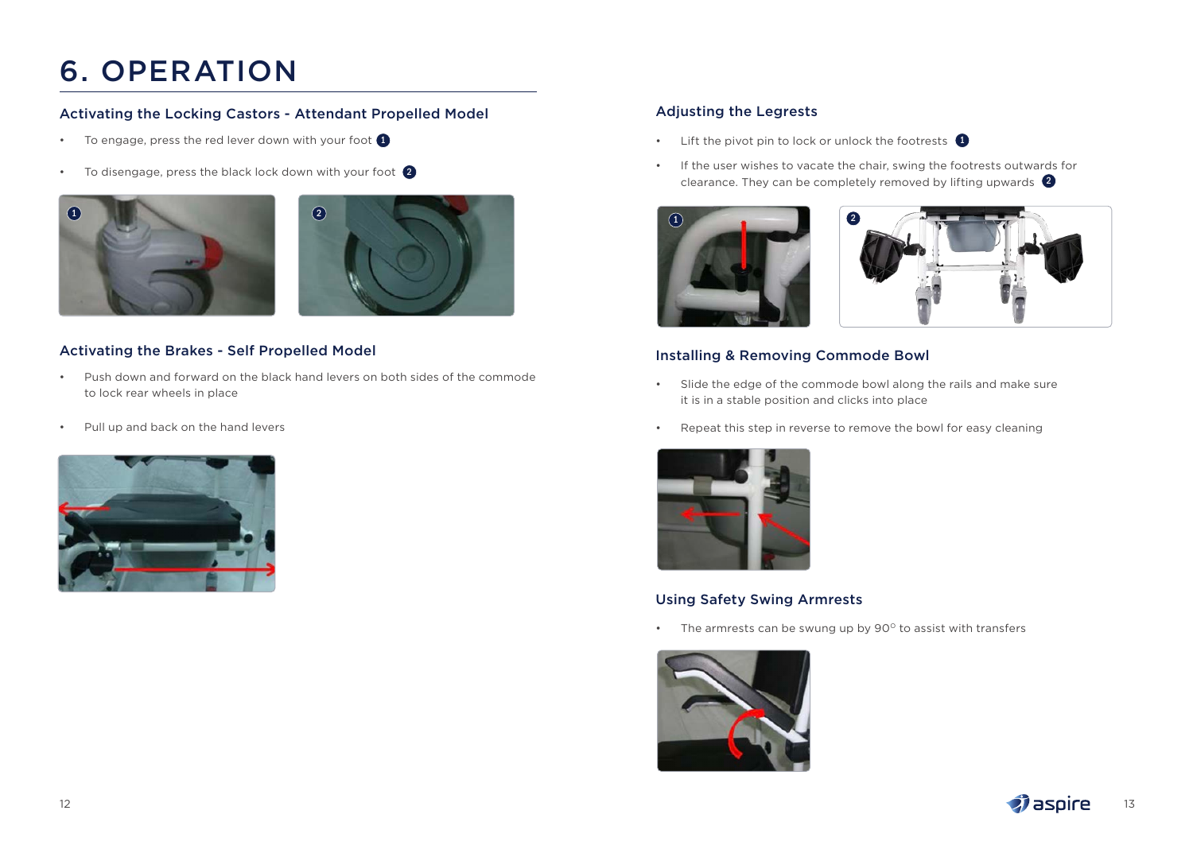# 6. OPERATION

## Activating the Locking Castors - Attendant Propelled Model

- To engage, press the red lever down with your foot 1
- To disengage, press the black lock down with your foot 2

## Activating the Brakes - Self Propelled Model

- Push down and forward on the black hand levers on both sides of the commode to lock rear wheels in place
- Pull up and back on the hand levers

## Adjusting the Legrests

- Lift the pivot pin to lock or unlock the footrests 1
- If the user wishes to vacate the chair, swing the footrests outwards for clearance. They can be completely removed by lifting upwards 2

## Installing & Removing Commode Bowl

- Slide the edge of the commode bowl along the rails and make sure it is in a stable position and clicks into place
- Repeat this step in reverse to remove the bowl for easy cleaning

## Using Safety Swing Armrests

- The armrests can be swung up by 90° to assist with transfers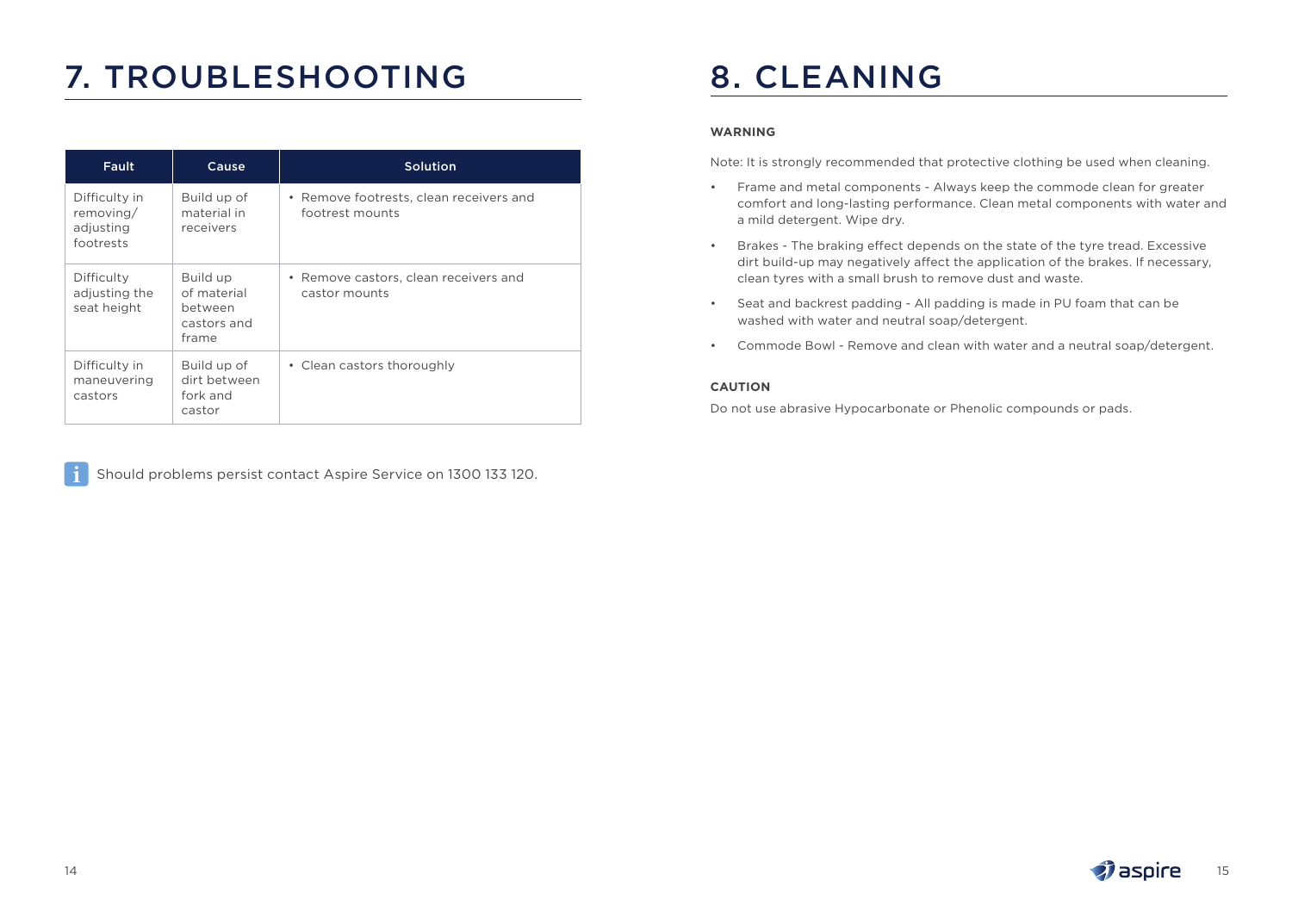# 7. TROUBLESHOOTING

| Fault | Cause | Solution |
| --- | --- | --- |
| Difficulty in removing/ adjusting footrests | Build up of material in receivers | • Remove footrests, clean receivers and footrest mounts |
| Difficulty adjusting the seat height | Build up of material between castors and frame | • Remove castors, clean receivers and castor mounts |
| Difficulty in maneuvering castors | Build up of dirt between fork and castor | • Clean castors thoroughly |

Should problems persist contact Aspire Service on 1300 133 120.

# 8. CLEANING

**WARNING**

Note: It is strongly recommended that protective clothing be used when cleaning.

- Frame and metal components - Always keep the commode clean for greater comfort and long-lasting performance. Clean metal components with water and a mild detergent. Wipe dry.
- Brakes - The braking effect depends on the state of the tyre tread. Excessive dirt build-up may negatively affect the application of the brakes. If necessary, clean tyres with a small brush to remove dust and waste.
- Seat and backrest padding - All padding is made in PU foam that can be washed with water and neutral soap/detergent.
- Commode Bowl - Remove and clean with water and a neutral soap/detergent.

**CAUTION**

Do not use abrasive Hypocarbonate or Phenolic compounds or pads.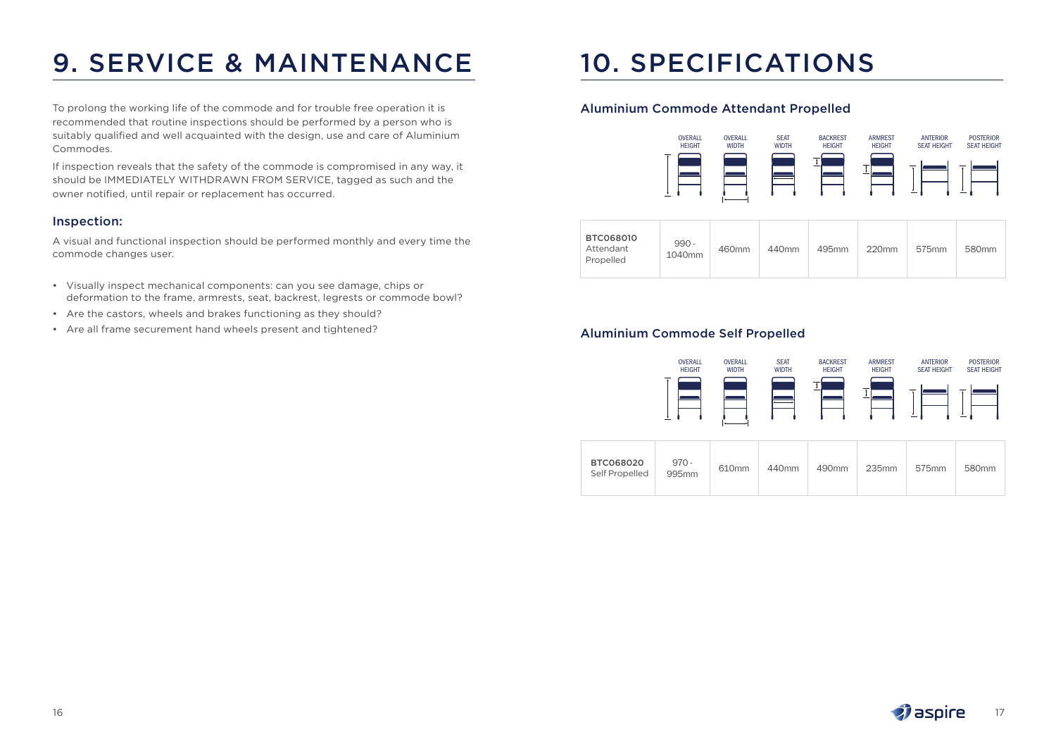# 9. SERVICE & MAINTENANCE

To prolong the working life of the commode and for trouble free operation it is recommended that routine inspections should be performed by a person who is suitably qualified and well acquainted with the design, use and care of Aluminium Commodes.

If inspection reveals that the safety of the commode is compromised in any way, it should be IMMEDIATELY WITHDRAWN FROM SERVICE, tagged as such and the owner notified, until repair or replacement has occurred.

## Inspection:

A visual and functional inspection should be performed monthly and every time the commode changes user.

- Visually inspect mechanical components: can you see damage, chips or deformation to the frame, armrests, seat, backrest, legrests or commode bowl?
- Are the castors, wheels and brakes functioning as they should?
- Are all frame securement hand wheels present and tightened?

# 10. SPECIFICATIONS

## Aluminium Commode Attendant Propelled

| | OVERALL HEIGHT | OVERALL WIDTH | SEAT WIDTH | BACKREST HEIGHT | ARMREST HEIGHT | ANTERIOR SEAT HEIGHT | POSTERIOR SEAT HEIGHT |
|---|---|---|---|---|---|---|---|
| **BTC068010** Attendant Propelled | 990 - 1040mm | 460mm | 440mm | 495mm | 220mm | 575mm | 580mm |

## Aluminium Commode Self Propelled

| | OVERALL HEIGHT | OVERALL WIDTH | SEAT WIDTH | BACKREST HEIGHT | ARMREST HEIGHT | ANTERIOR SEAT HEIGHT | POSTERIOR SEAT HEIGHT |
|---|---|---|---|---|---|---|---|
| **BTC068020** Self Propelled | 970 - 995mm | 610mm | 440mm | 490mm | 235mm | 575mm | 580mm |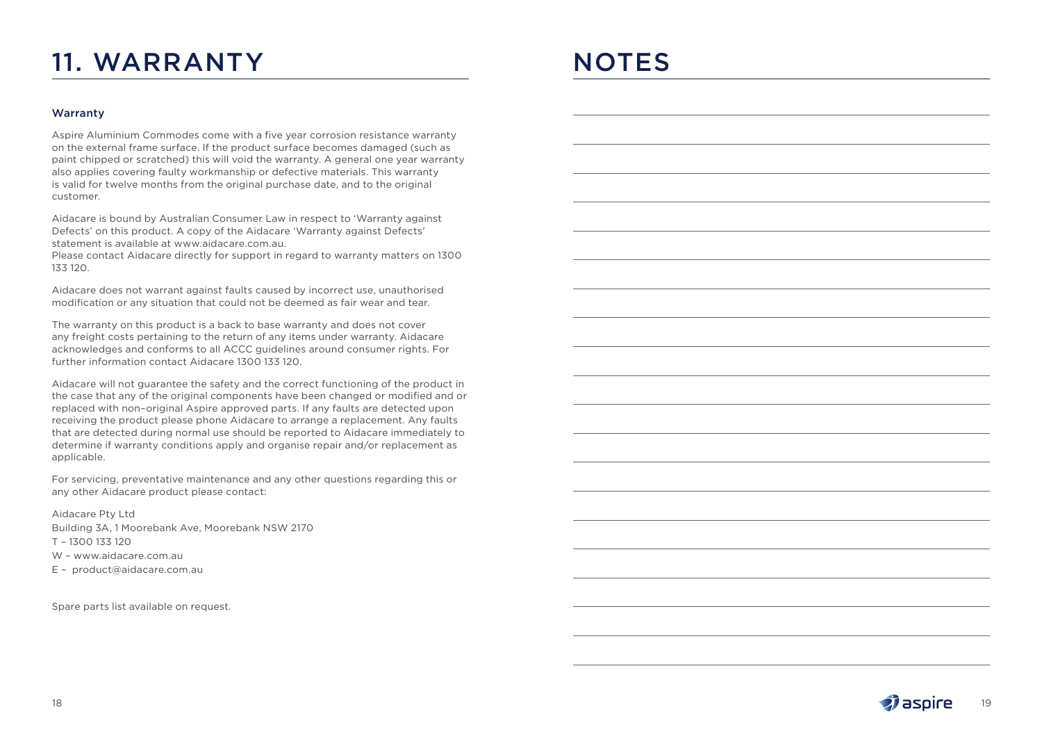# 11. WARRANTY

### Warranty

Aspire Aluminium Commodes come with a five year corrosion resistance warranty on the external frame surface. If the product surface becomes damaged (such as paint chipped or scratched) this will void the warranty. A general one year warranty also applies covering faulty workmanship or defective materials. This warranty is valid for twelve months from the original purchase date, and to the original customer.

Aidacare is bound by Australian Consumer Law in respect to 'Warranty against Defects' on this product. A copy of the Aidacare 'Warranty against Defects' statement is available at www.aidacare.com.au.
Please contact Aidacare directly for support in regard to warranty matters on 1300 133 120.

Aidacare does not warrant against faults caused by incorrect use, unauthorised modification or any situation that could not be deemed as fair wear and tear.

The warranty on this product is a back to base warranty and does not cover any freight costs pertaining to the return of any items under warranty. Aidacare acknowledges and conforms to all ACCC guidelines around consumer rights. For further information contact Aidacare 1300 133 120.

Aidacare will not guarantee the safety and the correct functioning of the product in the case that any of the original components have been changed or modified and or replaced with non–original Aspire approved parts. If any faults are detected upon receiving the product please phone Aidacare to arrange a replacement. Any faults that are detected during normal use should be reported to Aidacare immediately to determine if warranty conditions apply and organise repair and/or replacement as applicable.

For servicing, preventative maintenance and any other questions regarding this or any other Aidacare product please contact:

Aidacare Pty Ltd
Building 3A, 1 Moorebank Ave, Moorebank NSW 2170
T – 1300 133 120
W – www.aidacare.com.au
E – product@aidacare.com.au

Spare parts list available on request.

# NOTES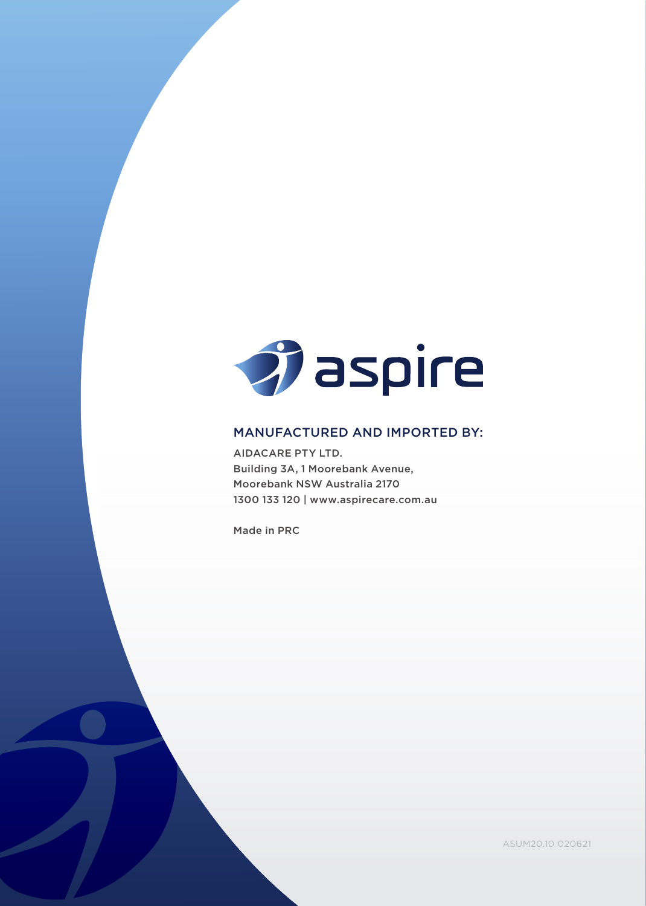aspire

## MANUFACTURED AND IMPORTED BY:

AIDACARE PTY LTD.
Building 3A, 1 Moorebank Avenue,
Moorebank NSW Australia 2170
1300 133 120 | www.aspirecare.com.au

Made in PRC

ASUM20.10 020621